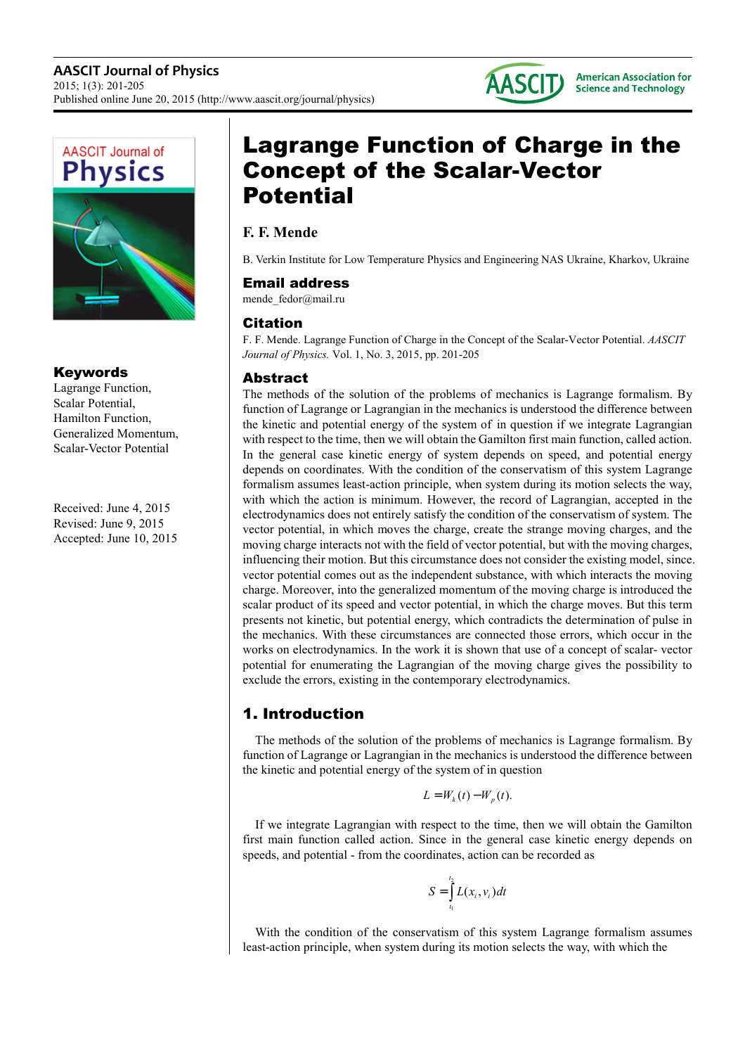# Lagrange Function of Charge in the Concept of the Scalar-Vector Potential

**F. F. Mende**

B. Verkin Institute for Low Temperature Physics and Engineering NAS Ukraine, Kharkov, Ukraine

### Email address

mende_fedor@mail.ru

### Citation

F. F. Mende. Lagrange Function of Charge in the Concept of the Scalar-Vector Potential. *AASCIT Journal of Physics.* Vol. 1, No. 3, 2015, pp. 201-205

### Keywords

Lagrange Function,
Scalar Potential,
Hamilton Function,
Generalized Momentum,
Scalar-Vector Potential

Received: June 4, 2015
Revised: June 9, 2015
Accepted: June 10, 2015

### Abstract

The methods of the solution of the problems of mechanics is Lagrange formalism. By function of Lagrange or Lagrangian in the mechanics is understood the difference between the kinetic and potential energy of the system of in question if we integrate Lagrangian with respect to the time, then we will obtain the Gamilton first main function, called action. In the general case kinetic energy of system depends on speed, and potential energy depends on coordinates. With the condition of the conservatism of this system Lagrange formalism assumes least-action principle, when system during its motion selects the way, with which the action is minimum. However, the record of Lagrangian, accepted in the electrodynamics does not entirely satisfy the condition of the conservatism of system. The vector potential, in which moves the charge, create the strange moving charges, and the moving charge interacts not with the field of vector potential, but with the moving charges, influencing their motion. But this circumstance does not consider the existing model, since. vector potential comes out as the independent substance, with which interacts the moving charge. Moreover, into the generalized momentum of the moving charge is introduced the scalar product of its speed and vector potential, in which the charge moves. But this term presents not kinetic, but potential energy, which contradicts the determination of pulse in the mechanics. With these circumstances are connected those errors, which occur in the works on electrodynamics. In the work it is shown that use of a concept of scalar- vector potential for enumerating the Lagrangian of the moving charge gives the possibility to exclude the errors, existing in the contemporary electrodynamics.

## 1. Introduction

The methods of the solution of the problems of mechanics is Lagrange formalism. By function of Lagrange or Lagrangian in the mechanics is understood the difference between the kinetic and potential energy of the system of in question

$$L = W_k(t) - W_p(t).$$

If we integrate Lagrangian with respect to the time, then we will obtain the Gamilton first main function called action. Since in the general case kinetic energy depends on speeds, and potential - from the coordinates, action can be recorded as

$$S = \int_{t_1}^{t_2} L(x_i, v_i)\,dt$$

With the condition of the conservatism of this system Lagrange formalism assumes least-action principle, when system during its motion selects the way, with which the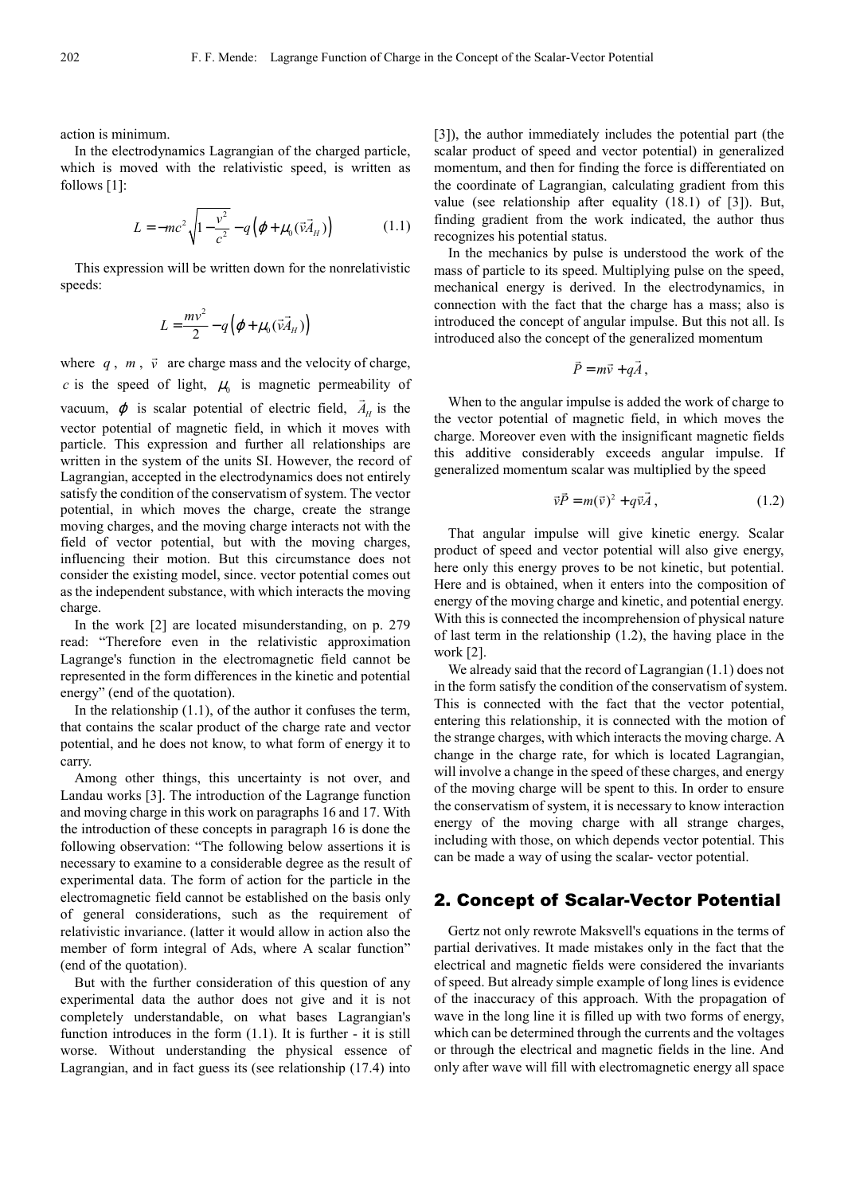action is minimum.

In the electrodynamics Lagrangian of the charged particle, which is moved with the relativistic speed, is written as follows [1]:

$$L = -mc^2\sqrt{1-\frac{v^2}{c^2}} - q\left(\varphi + \mu_0(\vec{v}\vec{A}_H)\right) \tag{1.1}$$

This expression will be written down for the nonrelativistic speeds:

$$L = \frac{mv^2}{2} - q\left(\varphi + \mu_0(\vec{v}\vec{A}_H)\right)$$

where $q$, $m$, $\vec{v}$ are charge mass and the velocity of charge, $c$ is the speed of light, $\mu_0$ is magnetic permeability of vacuum, $\varphi$ is scalar potential of electric field, $\vec{A}_H$ is the vector potential of magnetic field, in which it moves with particle. This expression and further all relationships are written in the system of the units SI. However, the record of Lagrangian, accepted in the electrodynamics does not entirely satisfy the condition of the conservatism of system. The vector potential, in which moves the charge, create the strange moving charges, and the moving charge interacts not with the field of vector potential, but with the moving charges, influencing their motion. But this circumstance does not consider the existing model, since. vector potential comes out as the independent substance, with which interacts the moving charge.

In the work [2] are located misunderstanding, on p. 279 read: "Therefore even in the relativistic approximation Lagrange's function in the electromagnetic field cannot be represented in the form differences in the kinetic and potential energy" (end of the quotation).

In the relationship (1.1), of the author it confuses the term, that contains the scalar product of the charge rate and vector potential, and he does not know, to what form of energy it to carry.

Among other things, this uncertainty is not over, and Landau works [3]. The introduction of the Lagrange function and moving charge in this work on paragraphs 16 and 17. With the introduction of these concepts in paragraph 16 is done the following observation: "The following below assertions it is necessary to examine to a considerable degree as the result of experimental data. The form of action for the particle in the electromagnetic field cannot be established on the basis only of general considerations, such as the requirement of relativistic invariance. (latter it would allow in action also the member of form integral of Ads, where A scalar function" (end of the quotation).

But with the further consideration of this question of any experimental data the author does not give and it is not completely understandable, on what bases Lagrangian's function introduces in the form (1.1). It is further - it is still worse. Without understanding the physical essence of Lagrangian, and in fact guess its (see relationship (17.4) into [3]), the author immediately includes the potential part (the scalar product of speed and vector potential) in generalized momentum, and then for finding the force is differentiated on the coordinate of Lagrangian, calculating gradient from this value (see relationship after equality (18.1) of [3]). But, finding gradient from the work indicated, the author thus recognizes his potential status.

In the mechanics by pulse is understood the work of the mass of particle to its speed. Multiplying pulse on the speed, mechanical energy is derived. In the electrodynamics, in connection with the fact that the charge has a mass; also is introduced the concept of angular impulse. But this not all. Is introduced also the concept of the generalized momentum

$$\vec{P} = m\vec{v} + q\vec{A},$$

When to the angular impulse is added the work of charge to the vector potential of magnetic field, in which moves the charge. Moreover even with the insignificant magnetic fields this additive considerably exceeds angular impulse. If generalized momentum scalar was multiplied by the speed

$$\vec{v}\vec{P} = m(\vec{v})^2 + q\vec{v}\vec{A}, \tag{1.2}$$

That angular impulse will give kinetic energy. Scalar product of speed and vector potential will also give energy, here only this energy proves to be not kinetic, but potential. Here and is obtained, when it enters into the composition of energy of the moving charge and kinetic, and potential energy. With this is connected the incomprehension of physical nature of last term in the relationship (1.2), the having place in the work [2].

We already said that the record of Lagrangian (1.1) does not in the form satisfy the condition of the conservatism of system. This is connected with the fact that the vector potential, entering this relationship, it is connected with the motion of the strange charges, with which interacts the moving charge. A change in the charge rate, for which is located Lagrangian, will involve a change in the speed of these charges, and energy of the moving charge will be spent to this. In order to ensure the conservatism of system, it is necessary to know interaction energy of the moving charge with all strange charges, including with those, on which depends vector potential. This can be made a way of using the scalar- vector potential.

## 2. Concept of Scalar-Vector Potential

Gertz not only rewrote Maksvell's equations in the terms of partial derivatives. It made mistakes only in the fact that the electrical and magnetic fields were considered the invariants of speed. But already simple example of long lines is evidence of the inaccuracy of this approach. With the propagation of wave in the long line it is filled up with two forms of energy, which can be determined through the currents and the voltages or through the electrical and magnetic fields in the line. And only after wave will fill with electromagnetic energy all space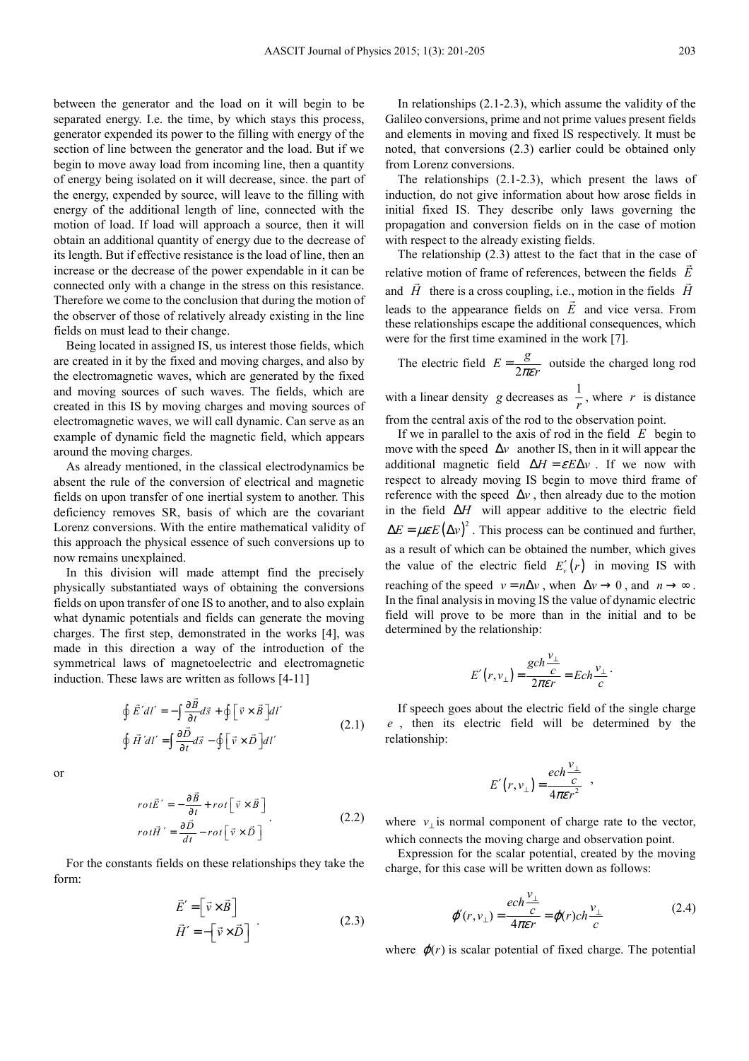between the generator and the load on it will begin to be separated energy. I.e. the time, by which stays this process, generator expended its power to the filling with energy of the section of line between the generator and the load. But if we begin to move away load from incoming line, then a quantity of energy being isolated on it will decrease, since. the part of the energy, expended by source, will leave to the filling with energy of the additional length of line, connected with the motion of load. If load will approach a source, then it will obtain an additional quantity of energy due to the decrease of its length. But if effective resistance is the load of line, then an increase or the decrease of the power expendable in it can be connected only with a change in the stress on this resistance. Therefore we come to the conclusion that during the motion of the observer of those of relatively already existing in the line fields on must lead to their change.

Being located in assigned IS, us interest those fields, which are created in it by the fixed and moving charges, and also by the electromagnetic waves, which are generated by the fixed and moving sources of such waves. The fields, which are created in this IS by moving charges and moving sources of electromagnetic waves, we will call dynamic. Can serve as an example of dynamic field the magnetic field, which appears around the moving charges.

As already mentioned, in the classical electrodynamics be absent the rule of the conversion of electrical and magnetic fields on upon transfer of one inertial system to another. This deficiency removes SR, basis of which are the covariant Lorenz conversions. With the entire mathematical validity of this approach the physical essence of such conversions up to now remains unexplained.

In this division will made attempt find the precisely physically substantiated ways of obtaining the conversions fields on upon transfer of one IS to another, and to also explain what dynamic potentials and fields can generate the moving charges. The first step, demonstrated in the works [4], was made in this direction a way of the introduction of the symmetrical laws of magnetoelectric and electromagnetic induction. These laws are written as follows [4-11]

$$
\begin{aligned}
\oint \vec{E}'dl' &= -\int \frac{\partial \vec{B}}{\partial t} d\vec{s} + \oint \left[ \vec{v} \times \vec{B} \right] dl' \\
\oint \vec{H}'dl' &= \int \frac{\partial \vec{D}}{\partial t} d\vec{s} - \oint \left[ \vec{v} \times \vec{D} \right] dl'
\end{aligned}
\tag{2.1}
$$

or

$$
\begin{aligned}
rot\vec{E}' &= -\frac{\partial \vec{B}}{\partial t} + rot\left[ \vec{v} \times \vec{B} \right] \\
rot\vec{H}' &= \frac{\partial \vec{D}}{dt} - rot\left[ \vec{v} \times \vec{D} \right]
\end{aligned}
\tag{2.2}
$$

For the constants fields on these relationships they take the form:

$$
\begin{aligned}
\vec{E}' &= \left[ \vec{v} \times \vec{B} \right] \\
\vec{H}' &= -\left[ \vec{v} \times \vec{D} \right]
\end{aligned}
\tag{2.3}
$$

In relationships (2.1-2.3), which assume the validity of the Galileo conversions, prime and not prime values present fields and elements in moving and fixed IS respectively. It must be noted, that conversions (2.3) earlier could be obtained only from Lorenz conversions.

The relationships (2.1-2.3), which present the laws of induction, do not give information about how arose fields in initial fixed IS. They describe only laws governing the propagation and conversion fields on in the case of motion with respect to the already existing fields.

The relationship (2.3) attest to the fact that in the case of relative motion of frame of references, between the fields $\vec{E}$ and $\vec{H}$ there is a cross coupling, i.e., motion in the fields $\vec{H}$ leads to the appearance fields on $\vec{E}$ and vice versa. From these relationships escape the additional consequences, which were for the first time examined in the work [7].

The electric field $E = \dfrac{g}{2\pi\varepsilon r}$ outside the charged long rod with a linear density $g$ decreases as $\dfrac{1}{r}$, where $r$ is distance from the central axis of the rod to the observation point.

If we in parallel to the axis of rod in the field $E$ begin to move with the speed $\Delta v$ another IS, then in it will appear the additional magnetic field $\Delta H = \varepsilon E \Delta v$. If we now with respect to already moving IS begin to move third frame of reference with the speed $\Delta v$, then already due to the motion in the field $\Delta H$ will appear additive to the electric field $\Delta E = \mu\varepsilon E (\Delta v)^2$. This process can be continued and further, as a result of which can be obtained the number, which gives the value of the electric field $E'_v(r)$ in moving IS with reaching of the speed $v = n\Delta v$, when $\Delta v \to 0$, and $n \to \infty$. In the final analysis in moving IS the value of dynamic electric field will prove to be more than in the initial and to be determined by the relationship:

$$
E'(r, v_\perp) = \frac{gch\frac{v_\perp}{c}}{2\pi\varepsilon r} = Ech\frac{v_\perp}{c}.
$$

If speech goes about the electric field of the single charge $e$, then its electric field will be determined by the relationship:

$$
E'(r, v_\perp) = \frac{ech\frac{v_\perp}{c}}{4\pi\varepsilon r^2},
$$

where $v_\perp$ is normal component of charge rate to the vector, which connects the moving charge and observation point.

Expression for the scalar potential, created by the moving charge, for this case will be written down as follows:

$$
\varphi'(r, v_\perp) = \frac{ech\frac{v_\perp}{c}}{4\pi\varepsilon r} = \varphi(r)ch\frac{v_\perp}{c}
\tag{2.4}
$$

where $\varphi(r)$ is scalar potential of fixed charge. The potential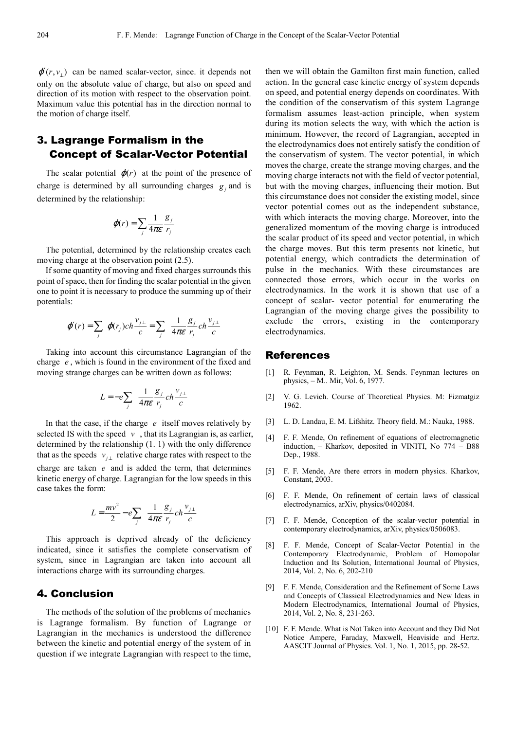$\varphi'(r, v_\perp)$ can be named scalar-vector, since. it depends not only on the absolute value of charge, but also on speed and direction of its motion with respect to the observation point. Maximum value this potential has in the direction normal to the motion of charge itself.

## 3. Lagrange Formalism in the Concept of Scalar-Vector Potential

The scalar potential $\varphi(r)$ at the point of the presence of charge is determined by all surrounding charges $g_j$ and is determined by the relationship:

$$\varphi(r) = \sum_j \frac{1}{4\pi\varepsilon} \frac{g_j}{r_j}$$

The potential, determined by the relationship creates each moving charge at the observation point (2.5).

If some quantity of moving and fixed charges surrounds this point of space, then for finding the scalar potential in the given one to point it is necessary to produce the summing up of their potentials:

$$\varphi'(r) = \sum_j \varphi(r_j) ch \frac{v_{j\perp}}{c} = \sum_j \frac{1}{4\pi\varepsilon} \frac{g_j}{r_j} ch \frac{v_{j\perp}}{c}$$

Taking into account this circumstance Lagrangian of the charge $e$, which is found in the environment of the fixed and moving strange charges can be written down as follows:

$$L = -e \sum_j \frac{1}{4\pi\varepsilon} \frac{g_j}{r_j} ch \frac{v_{j\perp}}{c}$$

In that the case, if the charge $e$ itself moves relatively by selected IS with the speed $v$, that its Lagrangian is, as earlier, determined by the relationship (1. 1) with the only difference that as the speeds $v_{j\perp}$ relative charge rates with respect to the charge are taken $e$ and is added the term, that determines kinetic energy of charge. Lagrangian for the low speeds in this case takes the form:

$$L = \frac{mv^2}{2} - e \sum_j \frac{1}{4\pi\varepsilon} \frac{g_j}{r_j} ch \frac{v_{j\perp}}{c}$$

This approach is deprived already of the deficiency indicated, since it satisfies the complete conservatism of system, since in Lagrangian are taken into account all interactions charge with its surrounding charges.

## 4. Conclusion

The methods of the solution of the problems of mechanics is Lagrange formalism. By function of Lagrange or Lagrangian in the mechanics is understood the difference between the kinetic and potential energy of the system of in question if we integrate Lagrangian with respect to the time, then we will obtain the Gamilton first main function, called action. In the general case kinetic energy of system depends on speed, and potential energy depends on coordinates. With the condition of the conservatism of this system Lagrange formalism assumes least-action principle, when system during its motion selects the way, with which the action is minimum. However, the record of Lagrangian, accepted in the electrodynamics does not entirely satisfy the condition of the conservatism of system. The vector potential, in which moves the charge, create the strange moving charges, and the moving charge interacts not with the field of vector potential, but with the moving charges, influencing their motion. But this circumstance does not consider the existing model, since vector potential comes out as the independent substance, with which interacts the moving charge. Moreover, into the generalized momentum of the moving charge is introduced the scalar product of its speed and vector potential, in which the charge moves. But this term presents not kinetic, but potential energy, which contradicts the determination of pulse in the mechanics. With these circumstances are connected those errors, which occur in the works on electrodynamics. In the work it is shown that use of a concept of scalar- vector potential for enumerating the Lagrangian of the moving charge gives the possibility to exclude the errors, existing in the contemporary electrodynamics.

## References

[1] R. Feynman, R. Leighton, M. Sends. Feynman lectures on physics, – M.. Mir, Vol. 6, 1977.

[2] V. G. Levich. Course of Theoretical Physics. M: Fizmatgiz 1962.

[3] L. D. Landau, E. M. Lifshitz. Theory field. M.: Nauka, 1988.

[4] F. F. Mende, On refinement of equations of electromagnetic induction, – Kharkov, deposited in VINITI, No 774 – B88 Dep., 1988.

[5] F. F. Mende, Are there errors in modern physics. Kharkov, Constant, 2003.

[6] F. F. Mende, On refinement of certain laws of classical electrodynamics, arXiv, physics/0402084.

[7] F. F. Mende, Conception of the scalar-vector potential in contemporary electrodynamics, arXiv, physics/0506083.

[8] F. F. Mende, Concept of Scalar-Vector Potential in the Contemporary Electrodynamic, Problem of Homopolar Induction and Its Solution, International Journal of Physics, 2014, Vol. 2, No. 6, 202-210

[9] F. F. Mende, Consideration and the Refinement of Some Laws and Concepts of Classical Electrodynamics and New Ideas in Modern Electrodynamics, International Journal of Physics, 2014, Vol. 2, No. 8, 231-263.

[10] F. F. Mende. What is Not Taken into Account and they Did Not Notice Ampere, Faraday, Maxwell, Heaviside and Hertz. AASCIT Journal of Physics. Vol. 1, No. 1, 2015, pp. 28-52.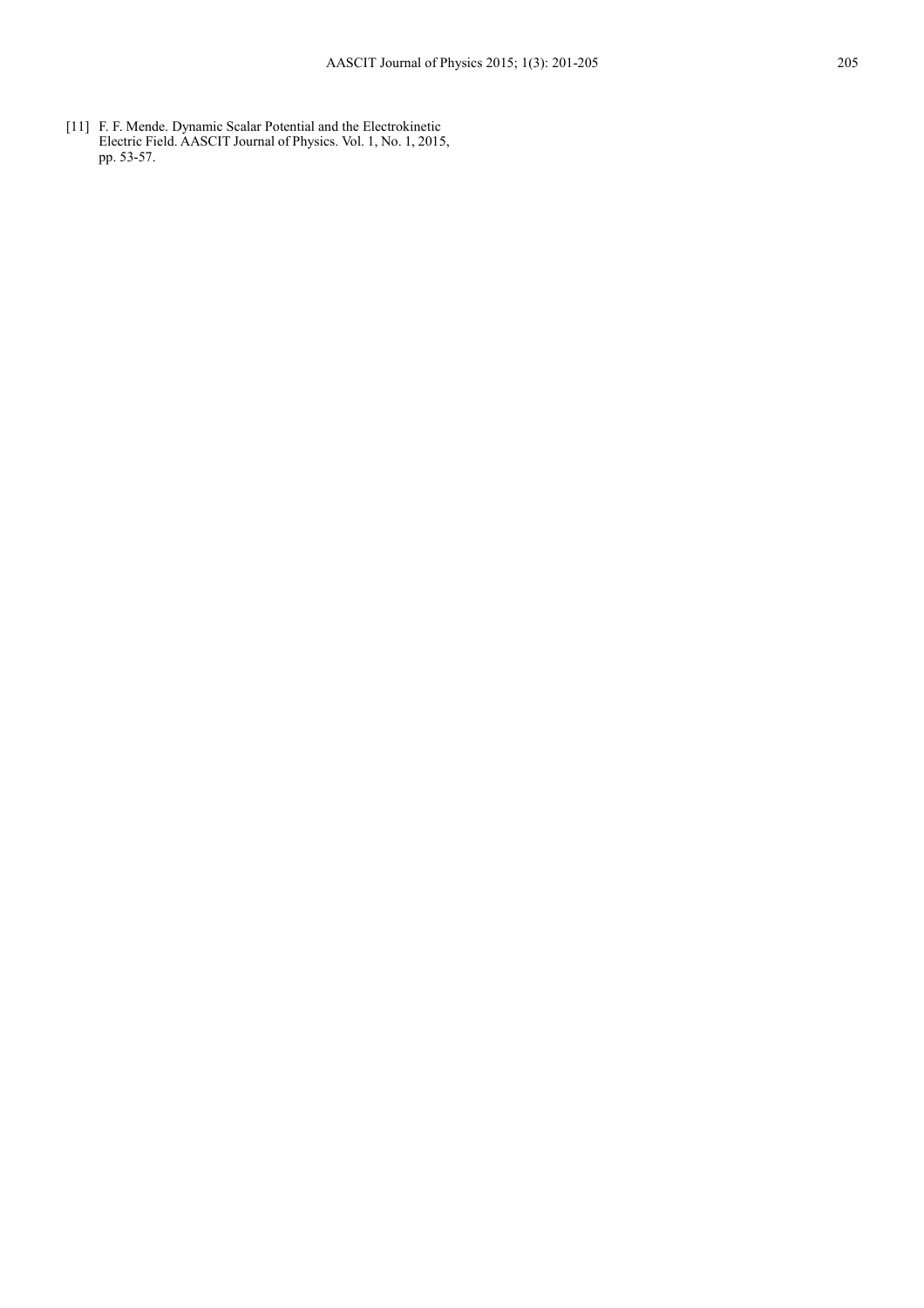[11] F. F. Mende. Dynamic Scalar Potential and the Electrokinetic Electric Field. AASCIT Journal of Physics. Vol. 1, No. 1, 2015, pp. 53-57.